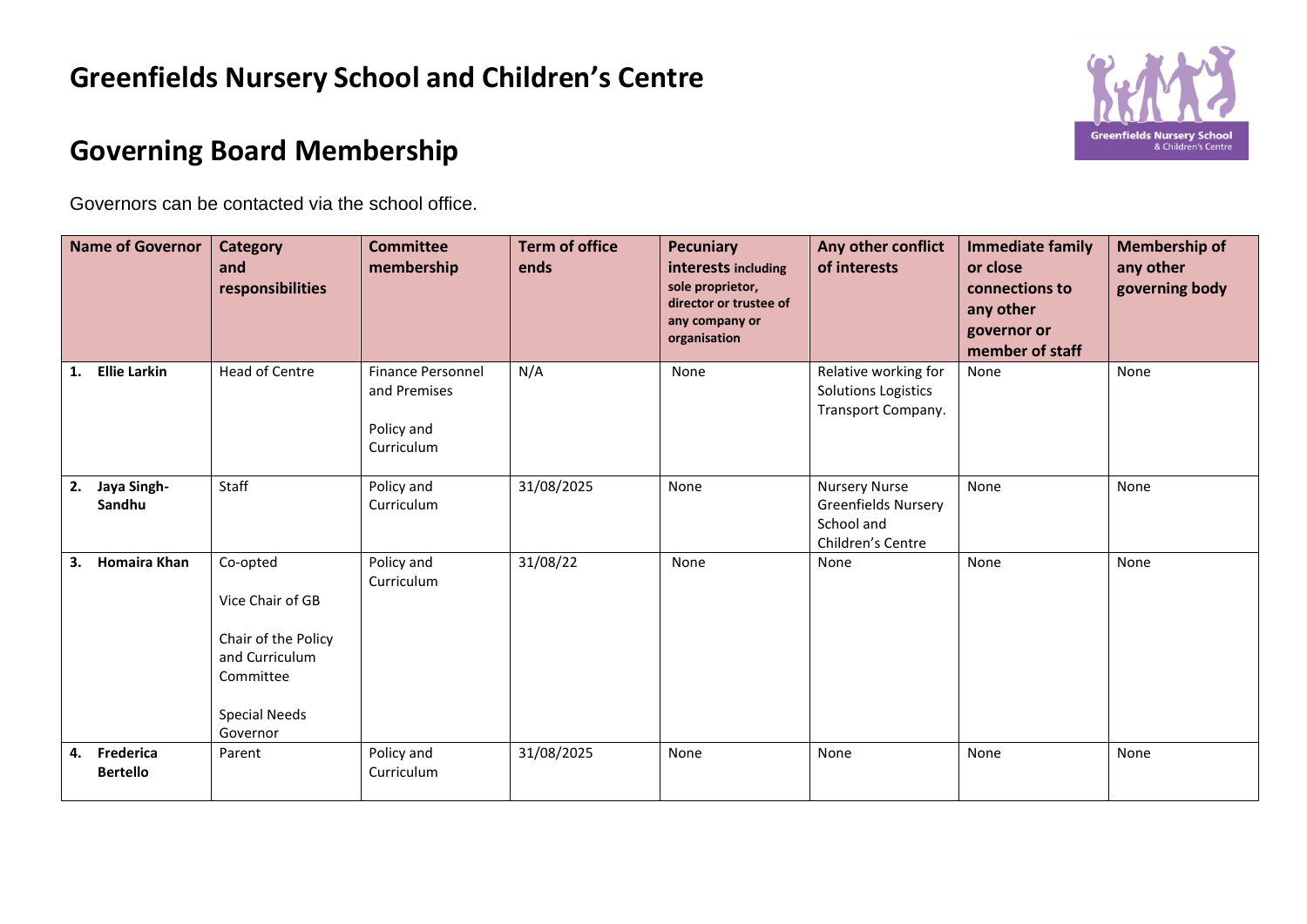# Greenfields Nursery School and Children's Centre

# Governing Board Membership

Governors can be contacted via the school office.

| Name of Governor | Category and responsibilities | Committee membership | Term of office ends | Pecuniary interests including sole proprietor, director or trustee of any company or organisation | Any other conflict of interests | Immediate family or close connections to any other governor or member of staff | Membership of any other governing body |
|---|---|---|---|---|---|---|---|
| 1. **Ellie Larkin** | Head of Centre | Finance Personnel and Premises<br><br>Policy and Curriculum | N/A | None | Relative working for Solutions Logistics Transport Company. | None | None |
| 2. **Jaya Singh-Sandhu** | Staff | Policy and Curriculum | 31/08/2025 | None | Nursery Nurse Greenfields Nursery School and Children's Centre | None | None |
| 3. **Homaira Khan** | Co-opted<br><br>Vice Chair of GB<br><br>Chair of the Policy and Curriculum Committee<br><br>Special Needs Governor | Policy and Curriculum | 31/08/22 | None | None | None | None |
| 4. **Frederica Bertello** | Parent | Policy and Curriculum | 31/08/2025 | None | None | None | None |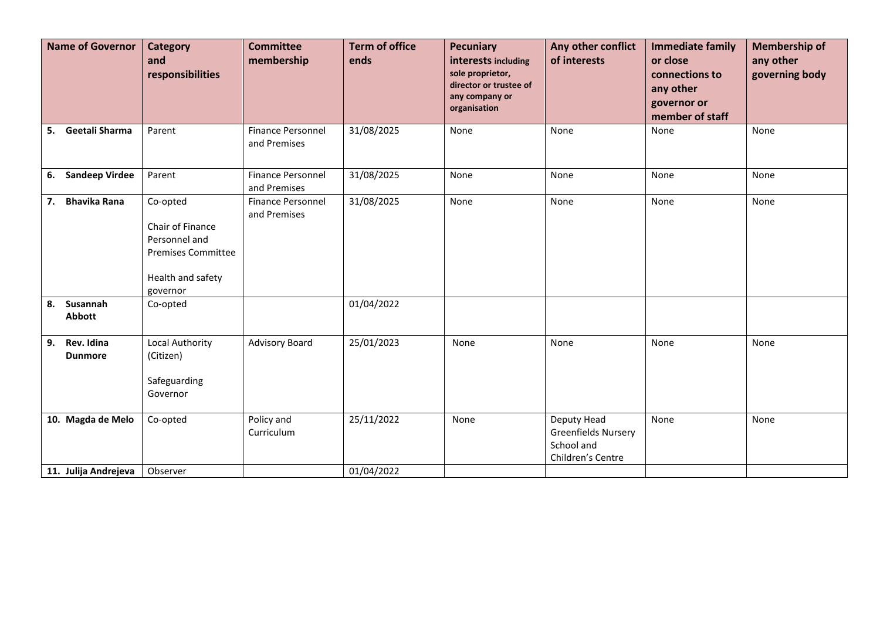| Name of Governor | Category and responsibilities | Committee membership | Term of office ends | Pecuniary interests including sole proprietor, director or trustee of any company or organisation | Any other conflict of interests | Immediate family or close connections to any other governor or member of staff | Membership of any other governing body |
|---|---|---|---|---|---|---|---|
| 5. **Geetali Sharma** | Parent | Finance Personnel and Premises | 31/08/2025 | None | None | None | None |
| 6. **Sandeep Virdee** | Parent | Finance Personnel and Premises | 31/08/2025 | None | None | None | None |
| 7. **Bhavika Rana** | Co-opted<br><br>Chair of Finance Personnel and Premises Committee<br><br>Health and safety governor | Finance Personnel and Premises | 31/08/2025 | None | None | None | None |
| 8. **Susannah Abbott** | Co-opted | | 01/04/2022 | | | | |
| 9. **Rev. Idina Dunmore** | Local Authority (Citizen)<br><br>Safeguarding Governor | Advisory Board | 25/01/2023 | None | None | None | None |
| 10. **Magda de Melo** | Co-opted | Policy and Curriculum | 25/11/2022 | None | Deputy Head Greenfields Nursery School and Children's Centre | None | None |
| 11. **Julija Andrejeva** | Observer | | 01/04/2022 | | | | |